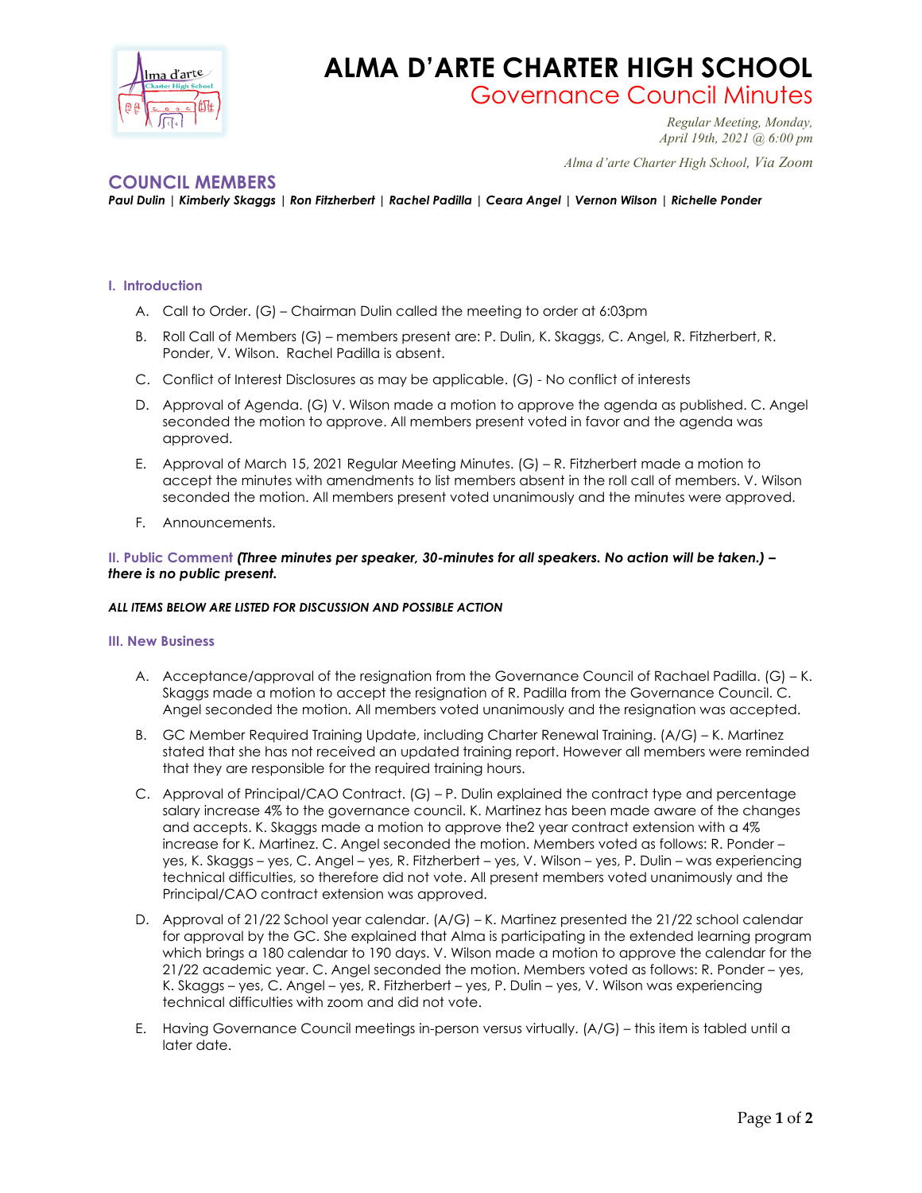# ALMA D'ARTE CHARTER HIGH SCHOOL

## Governance Council Minutes

*Regular Meeting, Monday, April 19th, 2021 @ 6:00 pm*

*Alma d'arte Charter High School, Via Zoom*

## COUNCIL MEMBERS

***Paul Dulin | Kimberly Skaggs | Ron Fitzherbert | Rachel Padilla | Ceara Angel | Vernon Wilson | Richelle Ponder***

### I. Introduction

A. Call to Order. (G) – Chairman Dulin called the meeting to order at 6:03pm

B. Roll Call of Members (G) – members present are: P. Dulin, K. Skaggs, C. Angel, R. Fitzherbert, R. Ponder, V. Wilson. Rachel Padilla is absent.

C. Conflict of Interest Disclosures as may be applicable. (G) - No conflict of interests

D. Approval of Agenda. (G) V. Wilson made a motion to approve the agenda as published. C. Angel seconded the motion to approve. All members present voted in favor and the agenda was approved.

E. Approval of March 15, 2021 Regular Meeting Minutes. (G) – R. Fitzherbert made a motion to accept the minutes with amendments to list members absent in the roll call of members. V. Wilson seconded the motion. All members present voted unanimously and the minutes were approved.

F. Announcements.

### II. Public Comment ***(Three minutes per speaker, 30-minutes for all speakers. No action will be taken.) – there is no public present.***

***ALL ITEMS BELOW ARE LISTED FOR DISCUSSION AND POSSIBLE ACTION***

### III. New Business

A. Acceptance/approval of the resignation from the Governance Council of Rachael Padilla. (G) – K. Skaggs made a motion to accept the resignation of R. Padilla from the Governance Council. C. Angel seconded the motion. All members voted unanimously and the resignation was accepted.

B. GC Member Required Training Update, including Charter Renewal Training. (A/G) – K. Martinez stated that she has not received an updated training report. However all members were reminded that they are responsible for the required training hours.

C. Approval of Principal/CAO Contract. (G) – P. Dulin explained the contract type and percentage salary increase 4% to the governance council. K. Martinez has been made aware of the changes and accepts. K. Skaggs made a motion to approve the2 year contract extension with a 4% increase for K. Martinez. C. Angel seconded the motion. Members voted as follows: R. Ponder – yes, K. Skaggs – yes, C. Angel – yes, R. Fitzherbert – yes, V. Wilson – yes, P. Dulin – was experiencing technical difficulties, so therefore did not vote. All present members voted unanimously and the Principal/CAO contract extension was approved.

D. Approval of 21/22 School year calendar. (A/G) – K. Martinez presented the 21/22 school calendar for approval by the GC. She explained that Alma is participating in the extended learning program which brings a 180 calendar to 190 days. V. Wilson made a motion to approve the calendar for the 21/22 academic year. C. Angel seconded the motion. Members voted as follows: R. Ponder – yes, K. Skaggs – yes, C. Angel – yes, R. Fitzherbert – yes, P. Dulin – yes, V. Wilson was experiencing technical difficulties with zoom and did not vote.

E. Having Governance Council meetings in-person versus virtually. (A/G) – this item is tabled until a later date.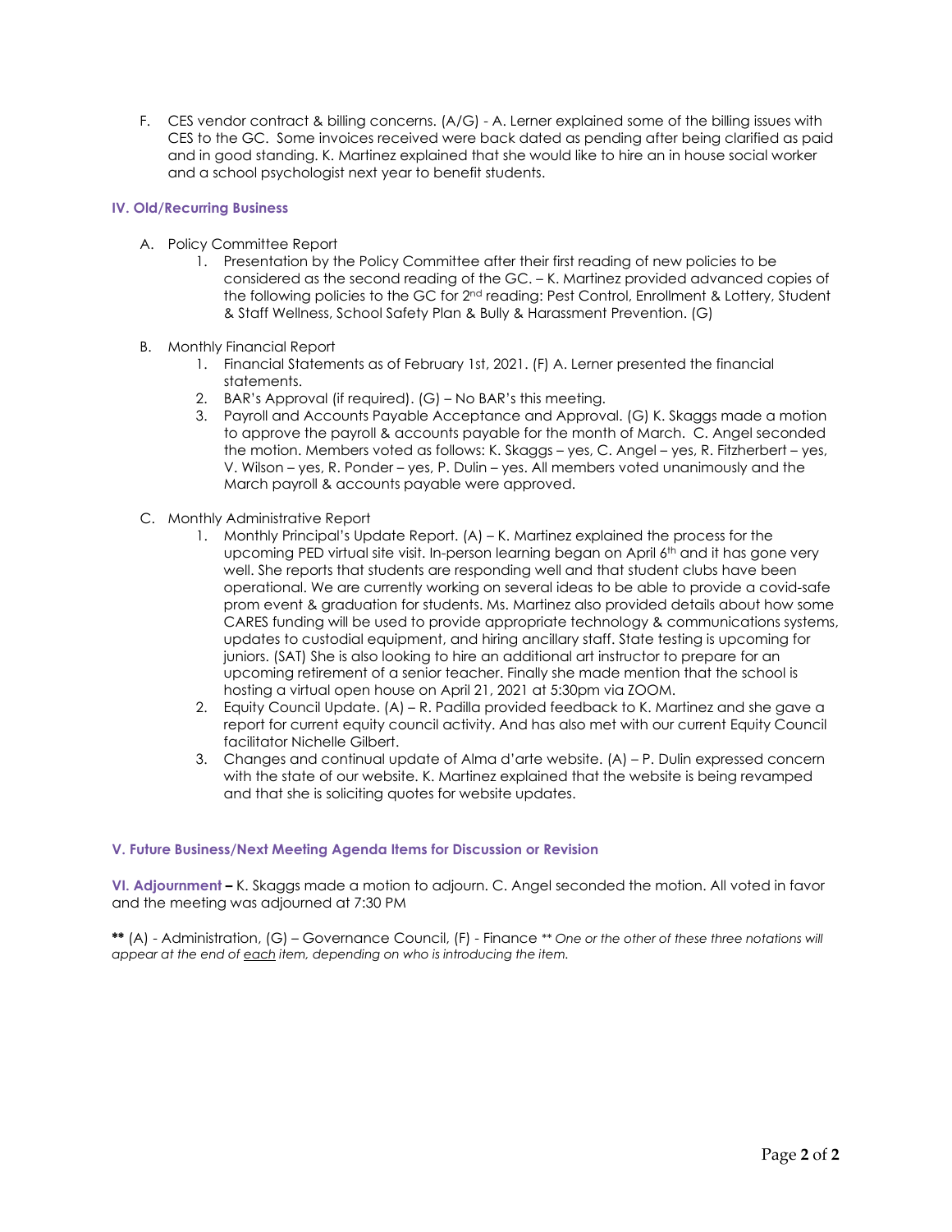F. CES vendor contract & billing concerns. (A/G) - A. Lerner explained some of the billing issues with CES to the GC. Some invoices received were back dated as pending after being clarified as paid and in good standing. K. Martinez explained that she would like to hire an in house social worker and a school psychologist next year to benefit students.

### IV. Old/Recurring Business

A. Policy Committee Report
   1. Presentation by the Policy Committee after their first reading of new policies to be considered as the second reading of the GC. – K. Martinez provided advanced copies of the following policies to the GC for 2nd reading: Pest Control, Enrollment & Lottery, Student & Staff Wellness, School Safety Plan & Bully & Harassment Prevention. (G)

B. Monthly Financial Report
   1. Financial Statements as of February 1st, 2021. (F) A. Lerner presented the financial statements.
   2. BAR's Approval (if required). (G) – No BAR's this meeting.
   3. Payroll and Accounts Payable Acceptance and Approval. (G) K. Skaggs made a motion to approve the payroll & accounts payable for the month of March. C. Angel seconded the motion. Members voted as follows: K. Skaggs – yes, C. Angel – yes, R. Fitzherbert – yes, V. Wilson – yes, R. Ponder – yes, P. Dulin – yes. All members voted unanimously and the March payroll & accounts payable were approved.

C. Monthly Administrative Report
   1. Monthly Principal's Update Report. (A) – K. Martinez explained the process for the upcoming PED virtual site visit. In-person learning began on April 6th and it has gone very well. She reports that students are responding well and that student clubs have been operational. We are currently working on several ideas to be able to provide a covid-safe prom event & graduation for students. Ms. Martinez also provided details about how some CARES funding will be used to provide appropriate technology & communications systems, updates to custodial equipment, and hiring ancillary staff. State testing is upcoming for juniors. (SAT) She is also looking to hire an additional art instructor to prepare for an upcoming retirement of a senior teacher. Finally she made mention that the school is hosting a virtual open house on April 21, 2021 at 5:30pm via ZOOM.
   2. Equity Council Update. (A) – R. Padilla provided feedback to K. Martinez and she gave a report for current equity council activity. And has also met with our current Equity Council facilitator Nichelle Gilbert.
   3. Changes and continual update of Alma d'arte website. (A) – P. Dulin expressed concern with the state of our website. K. Martinez explained that the website is being revamped and that she is soliciting quotes for website updates.

### V. Future Business/Next Meeting Agenda Items for Discussion or Revision

**VI. Adjournment –** K. Skaggs made a motion to adjourn. C. Angel seconded the motion. All voted in favor and the meeting was adjourned at 7:30 PM

**\*\*** (A) - Administration, (G) – Governance Council, (F) - Finance *\*\* One or the other of these three notations will appear at the end of each item, depending on who is introducing the item.*